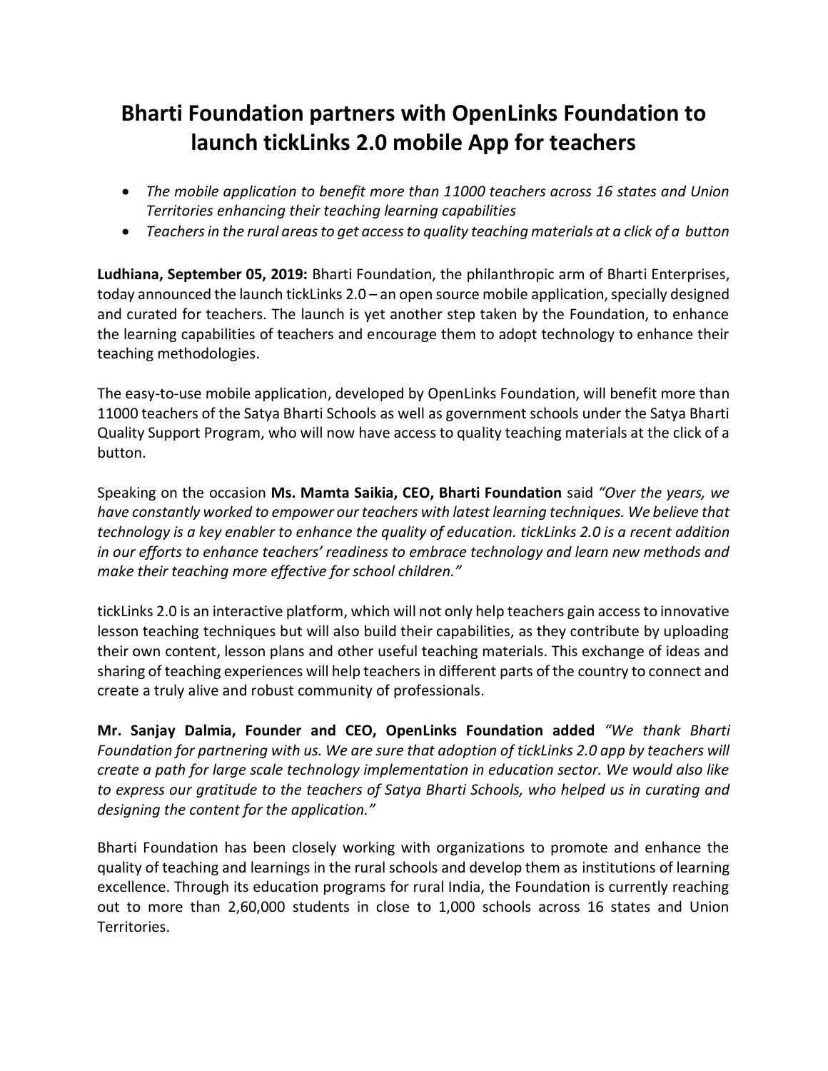# Bharti Foundation partners with OpenLinks Foundation to launch tickLinks 2.0 mobile App for teachers

- *The mobile application to benefit more than 11000 teachers across 16 states and Union Territories enhancing their teaching learning capabilities*
- *Teachers in the rural areas to get access to quality teaching materials at a click of a button*

**Ludhiana, September 05, 2019:** Bharti Foundation, the philanthropic arm of Bharti Enterprises, today announced the launch tickLinks 2.0 – an open source mobile application, specially designed and curated for teachers. The launch is yet another step taken by the Foundation, to enhance the learning capabilities of teachers and encourage them to adopt technology to enhance their teaching methodologies.

The easy-to-use mobile application, developed by OpenLinks Foundation, will benefit more than 11000 teachers of the Satya Bharti Schools as well as government schools under the Satya Bharti Quality Support Program, who will now have access to quality teaching materials at the click of a button.

Speaking on the occasion **Ms. Mamta Saikia, CEO, Bharti Foundation** said *"Over the years, we have constantly worked to empower our teachers with latest learning techniques. We believe that technology is a key enabler to enhance the quality of education. tickLinks 2.0 is a recent addition in our efforts to enhance teachers' readiness to embrace technology and learn new methods and make their teaching more effective for school children."*

tickLinks 2.0 is an interactive platform, which will not only help teachers gain access to innovative lesson teaching techniques but will also build their capabilities, as they contribute by uploading their own content, lesson plans and other useful teaching materials. This exchange of ideas and sharing of teaching experiences will help teachers in different parts of the country to connect and create a truly alive and robust community of professionals.

**Mr. Sanjay Dalmia, Founder and CEO, OpenLinks Foundation added** *"We thank Bharti Foundation for partnering with us. We are sure that adoption of tickLinks 2.0 app by teachers will create a path for large scale technology implementation in education sector. We would also like to express our gratitude to the teachers of Satya Bharti Schools, who helped us in curating and designing the content for the application."*

Bharti Foundation has been closely working with organizations to promote and enhance the quality of teaching and learnings in the rural schools and develop them as institutions of learning excellence. Through its education programs for rural India, the Foundation is currently reaching out to more than 2,60,000 students in close to 1,000 schools across 16 states and Union Territories.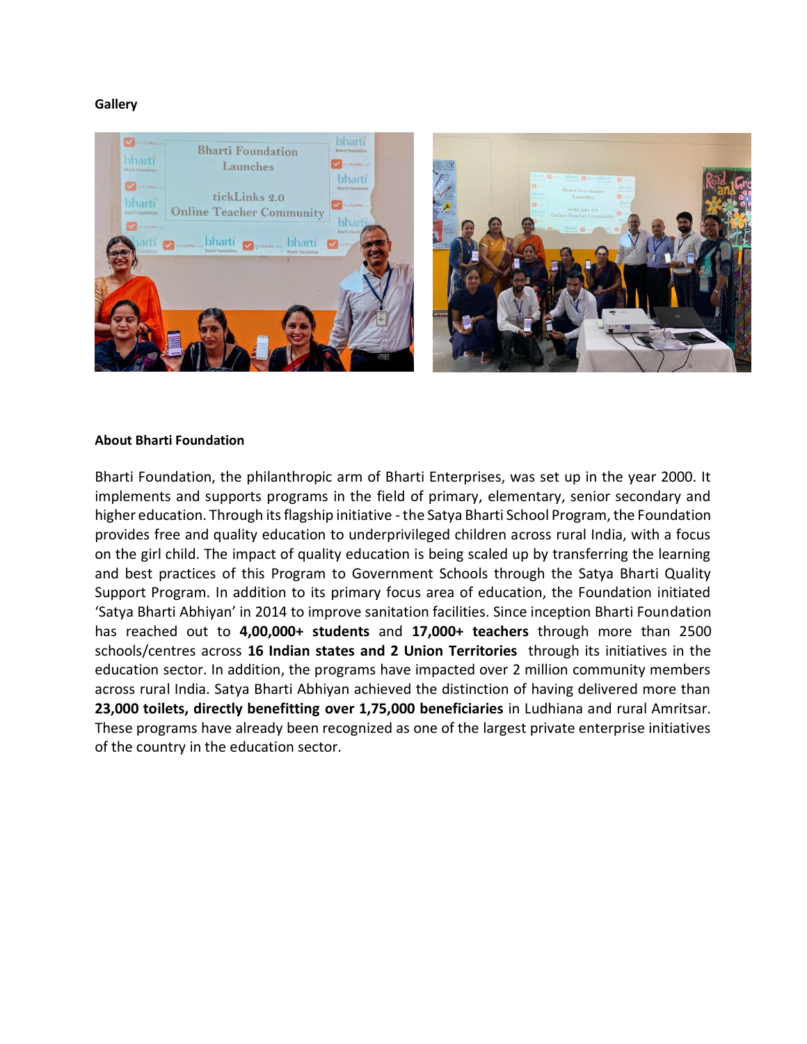**Gallery**

**About Bharti Foundation**

Bharti Foundation, the philanthropic arm of Bharti Enterprises, was set up in the year 2000. It implements and supports programs in the field of primary, elementary, senior secondary and higher education. Through its flagship initiative - the Satya Bharti School Program, the Foundation provides free and quality education to underprivileged children across rural India, with a focus on the girl child. The impact of quality education is being scaled up by transferring the learning and best practices of this Program to Government Schools through the Satya Bharti Quality Support Program. In addition to its primary focus area of education, the Foundation initiated 'Satya Bharti Abhiyan' in 2014 to improve sanitation facilities. Since inception Bharti Foundation has reached out to **4,00,000+ students** and **17,000+ teachers** through more than 2500 schools/centres across **16 Indian states and 2 Union Territories** through its initiatives in the education sector. In addition, the programs have impacted over 2 million community members across rural India. Satya Bharti Abhiyan achieved the distinction of having delivered more than **23,000 toilets, directly benefitting over 1,75,000 beneficiaries** in Ludhiana and rural Amritsar. These programs have already been recognized as one of the largest private enterprise initiatives of the country in the education sector.